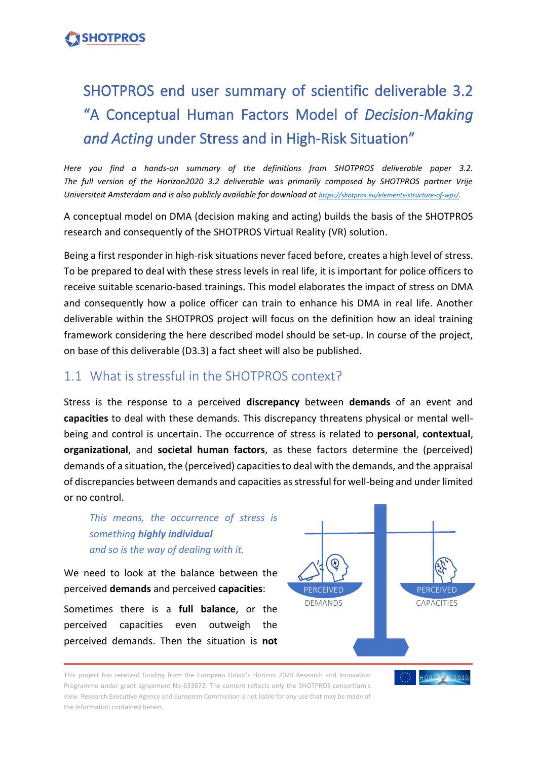# SHOTPROS end user summary of scientific deliverable 3.2 "A Conceptual Human Factors Model of *Decision-Making and Acting* under Stress and in High-Risk Situation"

*Here you find a hands-on summary of the definitions from SHOTPROS deliverable paper 3.2. The full version of the Horizon2020 3.2 deliverable was primarily composed by SHOTPROS partner Vrije Universiteit Amsterdam and is also publicly available for download at https://shotpros.eu/elements-structure-of-wps/.*

A conceptual model on DMA (decision making and acting) builds the basis of the SHOTPROS research and consequently of the SHOTPROS Virtual Reality (VR) solution.

Being a first responder in high-risk situations never faced before, creates a high level of stress. To be prepared to deal with these stress levels in real life, it is important for police officers to receive suitable scenario-based trainings. This model elaborates the impact of stress on DMA and consequently how a police officer can train to enhance his DMA in real life. Another deliverable within the SHOTPROS project will focus on the definition how an ideal training framework considering the here described model should be set-up. In course of the project, on base of this deliverable (D3.3) a fact sheet will also be published.

## 1.1 What is stressful in the SHOTPROS context?

Stress is the response to a perceived **discrepancy** between **demands** of an event and **capacities** to deal with these demands. This discrepancy threatens physical or mental well-being and control is uncertain. The occurrence of stress is related to **personal**, **contextual**, **organizational**, and **societal human factors**, as these factors determine the (perceived) demands of a situation, the (perceived) capacities to deal with the demands, and the appraisal of discrepancies between demands and capacities as stressful for well-being and under limited or no control.

> *This means, the occurrence of stress is something* ***highly individual*** *and so is the way of dealing with it.*

PERCEIVED DEMANDS | PERCEIVED CAPACITIES

We need to look at the balance between the perceived **demands** and perceived **capacities**:

Sometimes there is a **full balance**, or the perceived capacities even outweigh the perceived demands. Then the situation is **not**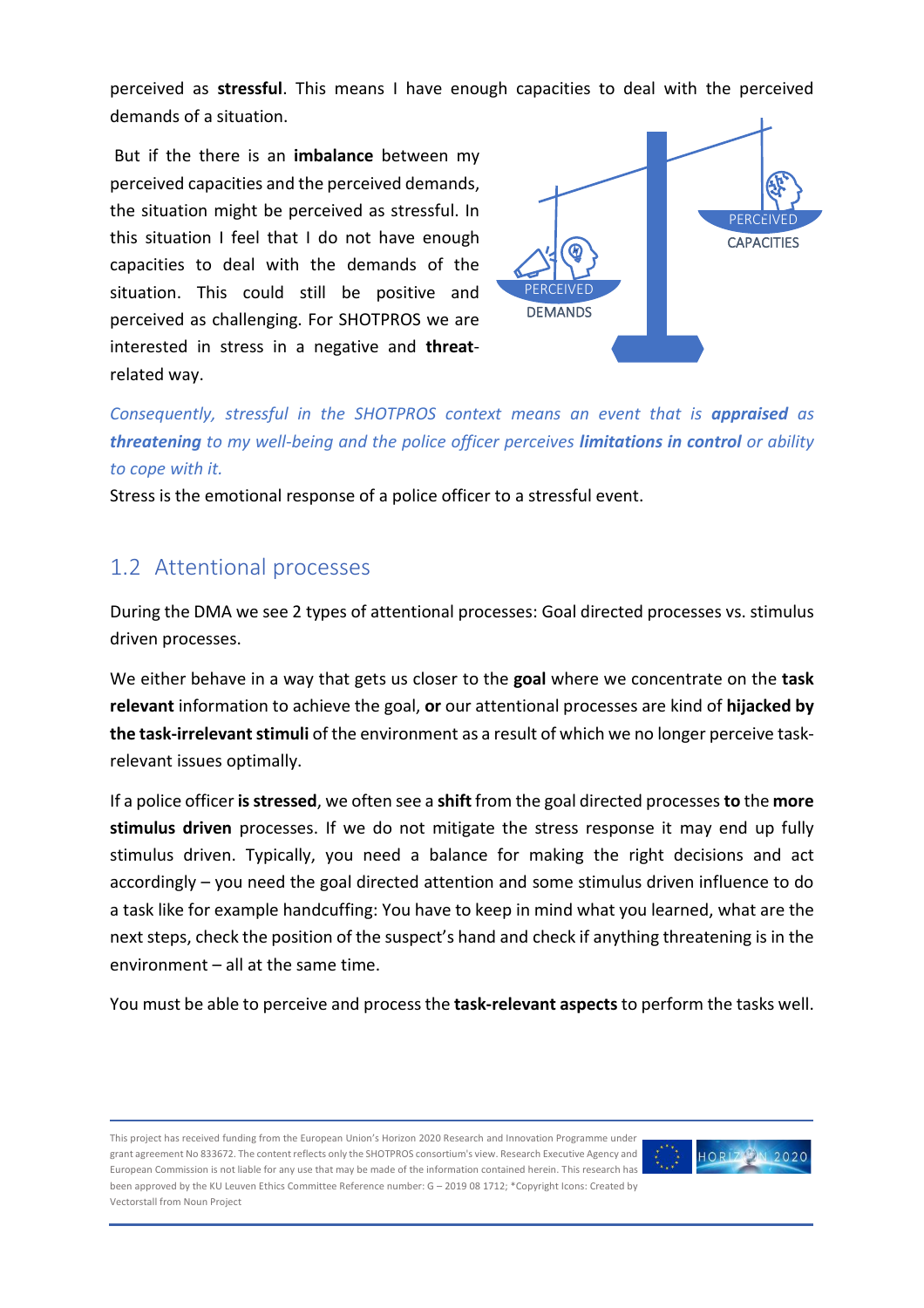perceived as **stressful**. This means I have enough capacities to deal with the perceived demands of a situation.

But if the there is an **imbalance** between my perceived capacities and the perceived demands, the situation might be perceived as stressful. In this situation I feel that I do not have enough capacities to deal with the demands of the situation. This could still be positive and perceived as challenging. For SHOTPROS we are interested in stress in a negative and **threat**-related way.

PERCEIVED DEMANDS

PERCEIVED CAPACITIES

*Consequently, stressful in the SHOTPROS context means an event that is **appraised** as **threatening** to my well-being and the police officer perceives **limitations in control** or ability to cope with it.*

Stress is the emotional response of a police officer to a stressful event.

## 1.2 Attentional processes

During the DMA we see 2 types of attentional processes: Goal directed processes vs. stimulus driven processes.

We either behave in a way that gets us closer to the **goal** where we concentrate on the **task relevant** information to achieve the goal, **or** our attentional processes are kind of **hijacked by the task-irrelevant stimuli** of the environment as a result of which we no longer perceive task-relevant issues optimally.

If a police officer **is stressed**, we often see a **shift** from the goal directed processes **to** the **more stimulus driven** processes. If we do not mitigate the stress response it may end up fully stimulus driven. Typically, you need a balance for making the right decisions and act accordingly – you need the goal directed attention and some stimulus driven influence to do a task like for example handcuffing: You have to keep in mind what you learned, what are the next steps, check the position of the suspect's hand and check if anything threatening is in the environment – all at the same time.

You must be able to perceive and process the **task-relevant aspects** to perform the tasks well.

This project has received funding from the European Union's Horizon 2020 Research and Innovation Programme under grant agreement No 833672. The content reflects only the SHOTPROS consortium's view. Research Executive Agency and European Commission is not liable for any use that may be made of the information contained herein. This research has been approved by the KU Leuven Ethics Committee Reference number: G – 2019 08 1712; *Copyright Icons: Created by Vectorstall from Noun Project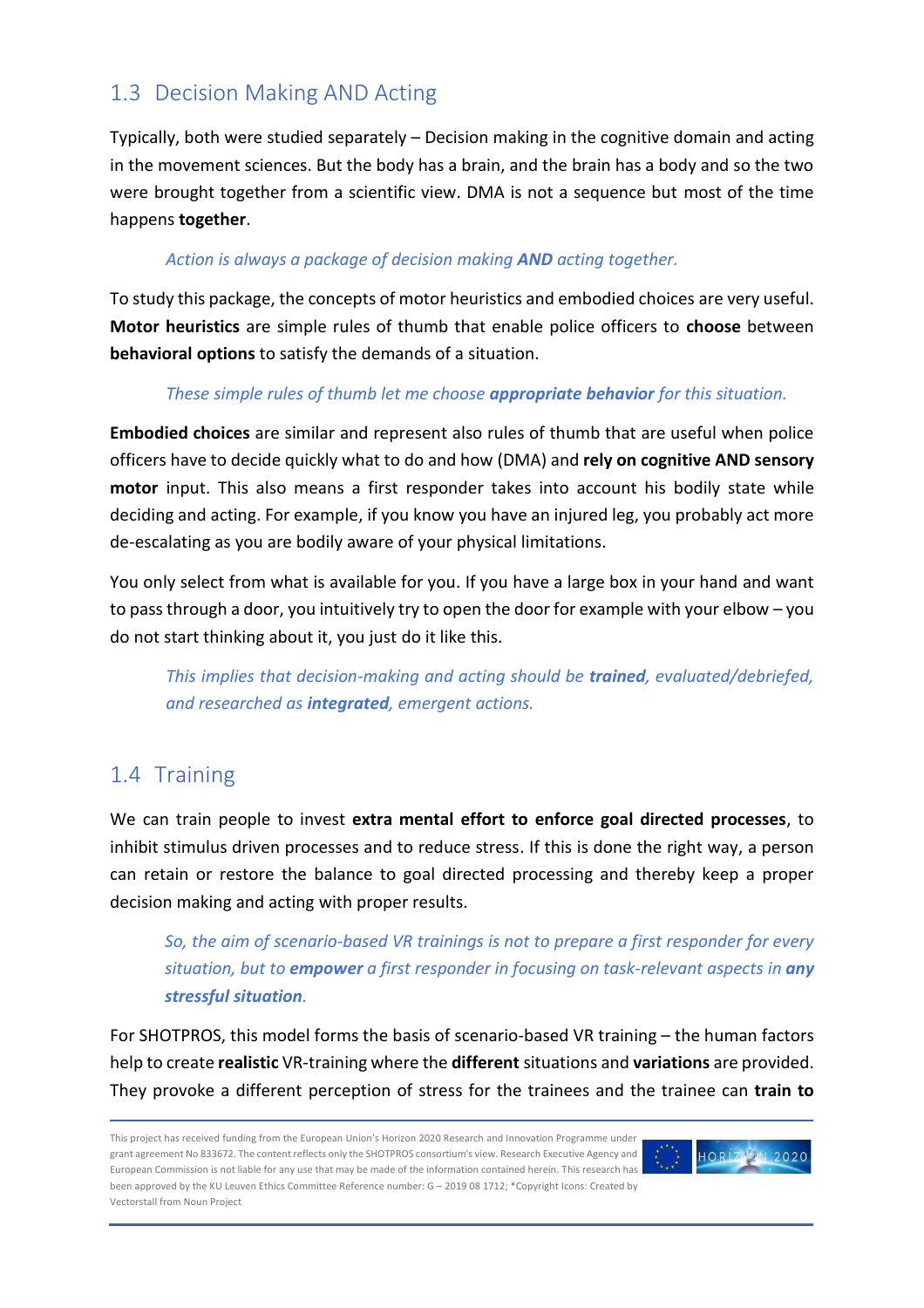## 1.3 Decision Making AND Acting

Typically, both were studied separately – Decision making in the cognitive domain and acting in the movement sciences. But the body has a brain, and the brain has a body and so the two were brought together from a scientific view. DMA is not a sequence but most of the time happens **together**.

> *Action is always a package of decision making **AND** acting together.*

To study this package, the concepts of motor heuristics and embodied choices are very useful. **Motor heuristics** are simple rules of thumb that enable police officers to **choose** between **behavioral options** to satisfy the demands of a situation.

> *These simple rules of thumb let me choose **appropriate behavior** for this situation.*

**Embodied choices** are similar and represent also rules of thumb that are useful when police officers have to decide quickly what to do and how (DMA) and **rely on cognitive AND sensory motor** input. This also means a first responder takes into account his bodily state while deciding and acting. For example, if you know you have an injured leg, you probably act more de-escalating as you are bodily aware of your physical limitations.

You only select from what is available for you. If you have a large box in your hand and want to pass through a door, you intuitively try to open the door for example with your elbow – you do not start thinking about it, you just do it like this.

> *This implies that decision-making and acting should be **trained**, evaluated/debriefed, and researched as **integrated**, emergent actions.*

## 1.4 Training

We can train people to invest **extra mental effort to enforce goal directed processes**, to inhibit stimulus driven processes and to reduce stress. If this is done the right way, a person can retain or restore the balance to goal directed processing and thereby keep a proper decision making and acting with proper results.

> *So, the aim of scenario-based VR trainings is not to prepare a first responder for every situation, but to **empower** a first responder in focusing on task-relevant aspects in **any stressful situation**.*

For SHOTPROS, this model forms the basis of scenario-based VR training – the human factors help to create **realistic** VR-training where the **different** situations and **variations** are provided. They provoke a different perception of stress for the trainees and the trainee can **train to**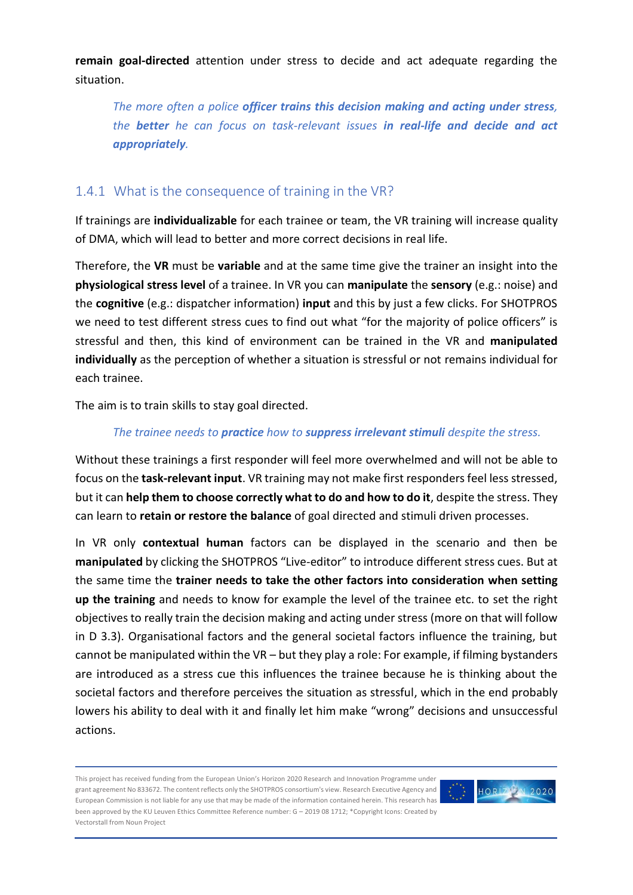**remain goal-directed** attention under stress to decide and act adequate regarding the situation.

> *The more often a police **officer trains this decision making and acting under stress**, the **better** he can focus on task-relevant issues **in real-life and decide and act appropriately**.*

### 1.4.1 What is the consequence of training in the VR?

If trainings are **individualizable** for each trainee or team, the VR training will increase quality of DMA, which will lead to better and more correct decisions in real life.

Therefore, the **VR** must be **variable** and at the same time give the trainer an insight into the **physiological stress level** of a trainee. In VR you can **manipulate** the **sensory** (e.g.: noise) and the **cognitive** (e.g.: dispatcher information) **input** and this by just a few clicks. For SHOTPROS we need to test different stress cues to find out what "for the majority of police officers" is stressful and then, this kind of environment can be trained in the VR and **manipulated individually** as the perception of whether a situation is stressful or not remains individual for each trainee.

The aim is to train skills to stay goal directed.

> *The trainee needs to **practice** how to **suppress irrelevant stimuli** despite the stress.*

Without these trainings a first responder will feel more overwhelmed and will not be able to focus on the **task-relevant input**. VR training may not make first responders feel less stressed, but it can **help them to choose correctly what to do and how to do it**, despite the stress. They can learn to **retain or restore the balance** of goal directed and stimuli driven processes.

In VR only **contextual human** factors can be displayed in the scenario and then be **manipulated** by clicking the SHOTPROS "Live-editor" to introduce different stress cues. But at the same time the **trainer needs to take the other factors into consideration when setting up the training** and needs to know for example the level of the trainee etc. to set the right objectives to really train the decision making and acting under stress (more on that will follow in D 3.3). Organisational factors and the general societal factors influence the training, but cannot be manipulated within the VR – but they play a role: For example, if filming bystanders are introduced as a stress cue this influences the trainee because he is thinking about the societal factors and therefore perceives the situation as stressful, which in the end probably lowers his ability to deal with it and finally let him make "wrong" decisions and unsuccessful actions.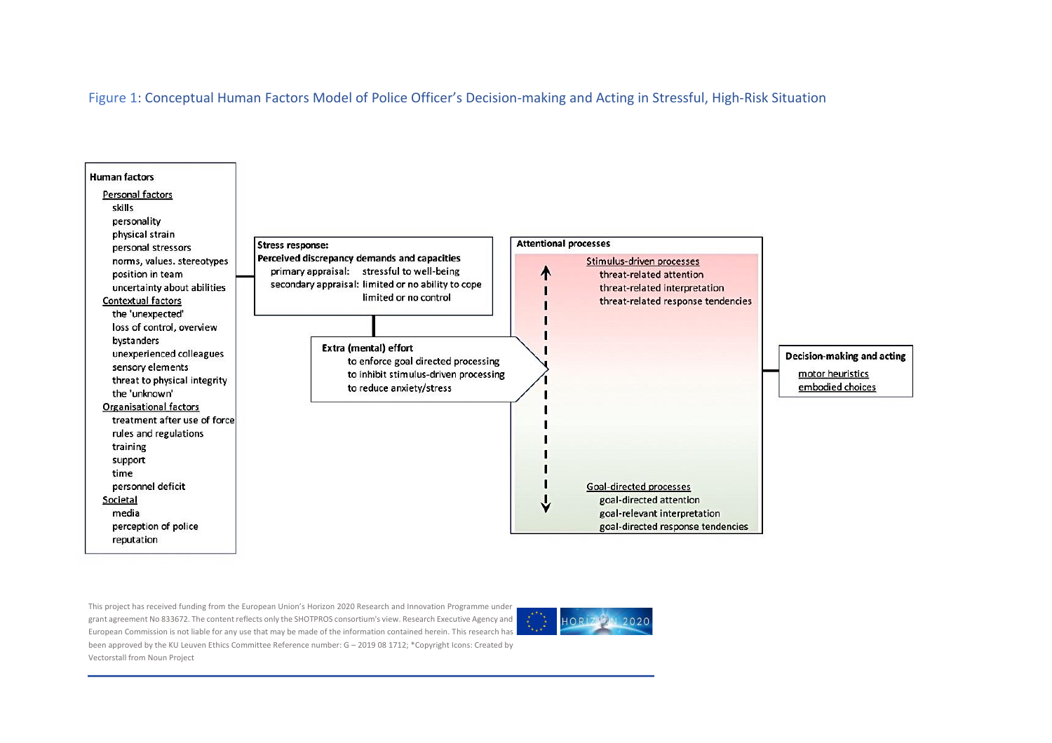Figure 1: Conceptual Human Factors Model of Police Officer's Decision-making and Acting in Stressful, High-Risk Situation

**Human factors**

Personal factors
- skills
- personality
- physical strain
- personal stressors
- norms, values. stereotypes
- position in team
- uncertainty about abilities

Contextual factors
- the 'unexpected'
- loss of control, overview
- bystanders
- unexperienced colleagues
- sensory elements
- threat to physical integrity
- the 'unknown'

Organisational factors
- treatment after use of force
- rules and regulations
- training
- support
- time
- personnel deficit

Societal
- media
- perception of police
- reputation

**Stress response:**
**Perceived discrepancy demands and capacities**
primary appraisal: stressful to well-being
secondary appraisal: limited or no ability to cope
limited or no control

**Extra (mental) effort**
to enforce goal directed processing
to inhibit stimulus-driven processing
to reduce anxiety/stress

**Attentional processes**

Stimulus-driven processes
- threat-related attention
- threat-related interpretation
- threat-related response tendencies

Goal-directed processes
- goal-directed attention
- goal-relevant interpretation
- goal-directed response tendencies

**Decision-making and acting**
- motor heuristics
- embodied choices

This project has received funding from the European Union's Horizon 2020 Research and Innovation Programme under grant agreement No 833672. The content reflects only the SHOTPROS consortium's view. Research Executive Agency and European Commission is not liable for any use that may be made of the information contained herein. This research has been approved by the KU Leuven Ethics Committee Reference number: G – 2019 08 1712; *Copyright Icons: Created by Vectorstall from Noun Project